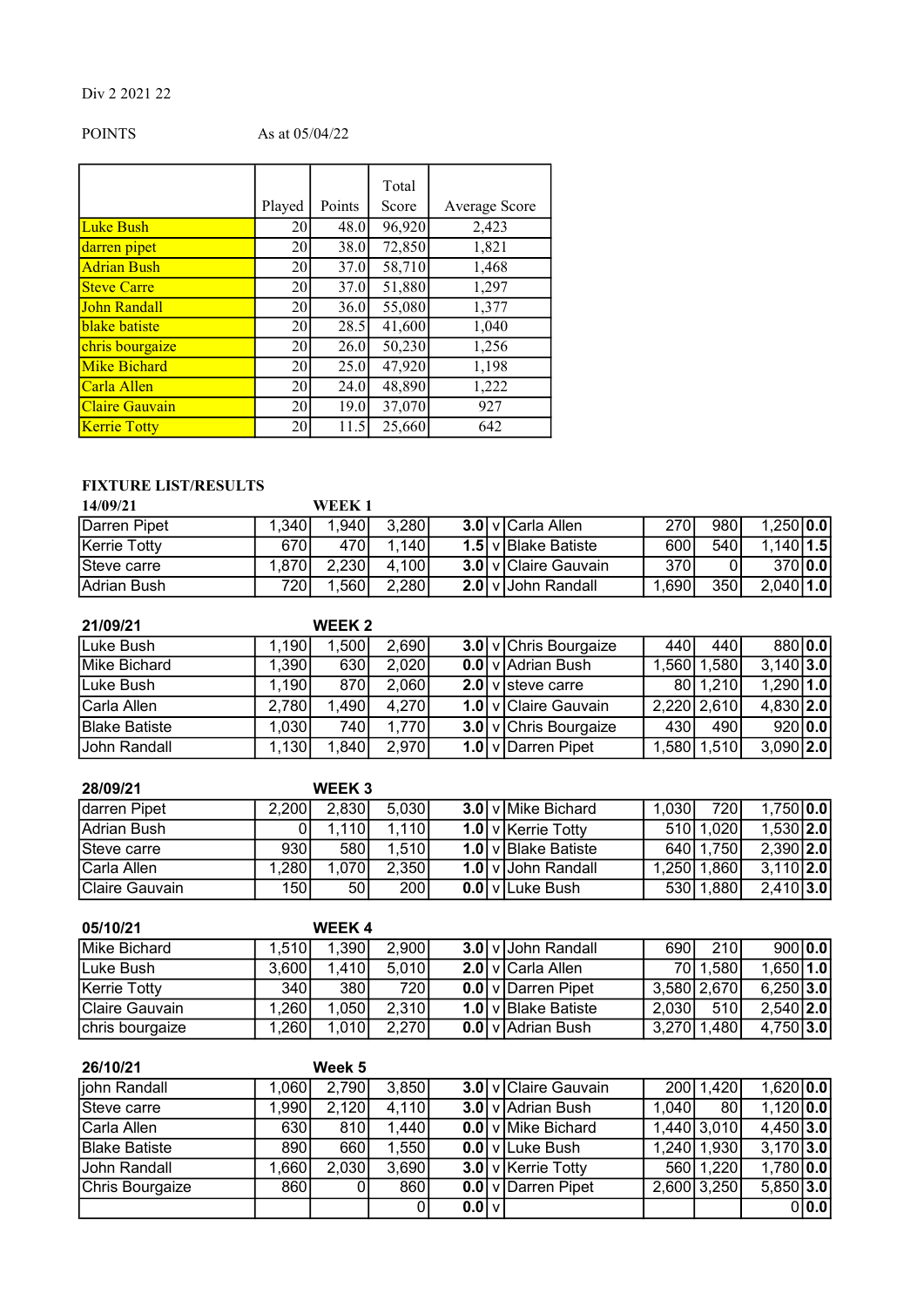Div 2 2021 22

POINTS As at 05/04/22

| | Played | Points | Total Score | Average Score |
|---|---|---|---|---|
| Luke Bush | 20 | 48.0 | 96,920 | 2,423 |
| darren pipet | 20 | 38.0 | 72,850 | 1,821 |
| Adrian Bush | 20 | 37.0 | 58,710 | 1,468 |
| Steve Carre | 20 | 37.0 | 51,880 | 1,297 |
| John Randall | 20 | 36.0 | 55,080 | 1,377 |
| blake batiste | 20 | 28.5 | 41,600 | 1,040 |
| chris bourgaize | 20 | 26.0 | 50,230 | 1,256 |
| Mike Bichard | 20 | 25.0 | 47,920 | 1,198 |
| Carla Allen | 20 | 24.0 | 48,890 | 1,222 |
| Claire Gauvain | 20 | 19.0 | 37,070 | 927 |
| Kerrie Totty | 20 | 11.5 | 25,660 | 642 |

**FIXTURE LIST/RESULTS**

**14/09/21** **WEEK 1**

| | | | | | | | | | | |
|---|---|---|---|---|---|---|---|---|---|---|
| Darren Pipet | 1,340 | 1,940 | 3,280 | **3.0** | v | Carla Allen | 270 | 980 | 1,250 | **0.0** |
| Kerrie Totty | 670 | 470 | 1,140 | **1.5** | v | Blake Batiste | 600 | 540 | 1,140 | **1.5** |
| Steve carre | 1,870 | 2,230 | 4,100 | **3.0** | v | Claire Gauvain | 370 | 0 | 370 | **0.0** |
| Adrian Bush | 720 | 1,560 | 2,280 | **2.0** | v | John Randall | 1,690 | 350 | 2,040 | **1.0** |

**21/09/21** **WEEK 2**

| | | | | | | | | | | |
|---|---|---|---|---|---|---|---|---|---|---|
| Luke Bush | 1,190 | 1,500 | 2,690 | **3.0** | v | Chris Bourgaize | 440 | 440 | 880 | **0.0** |
| Mike Bichard | 1,390 | 630 | 2,020 | **0.0** | v | Adrian Bush | 1,560 | 1,580 | 3,140 | **3.0** |
| Luke Bush | 1,190 | 870 | 2,060 | **2.0** | v | steve carre | 80 | 1,210 | 1,290 | **1.0** |
| Carla Allen | 2,780 | 1,490 | 4,270 | **1.0** | v | Claire Gauvain | 2,220 | 2,610 | 4,830 | **2.0** |
| Blake Batiste | 1,030 | 740 | 1,770 | **3.0** | v | Chris Bourgaize | 430 | 490 | 920 | **0.0** |
| John Randall | 1,130 | 1,840 | 2,970 | **1.0** | v | Darren Pipet | 1,580 | 1,510 | 3,090 | **2.0** |

**28/09/21** **WEEK 3**

| | | | | | | | | | | |
|---|---|---|---|---|---|---|---|---|---|---|
| darren Pipet | 2,200 | 2,830 | 5,030 | **3.0** | v | Mike Bichard | 1,030 | 720 | 1,750 | **0.0** |
| Adrian Bush | 0 | 1,110 | 1,110 | **1.0** | v | Kerrie Totty | 510 | 1,020 | 1,530 | **2.0** |
| Steve carre | 930 | 580 | 1,510 | **1.0** | v | Blake Batiste | 640 | 1,750 | 2,390 | **2.0** |
| Carla Allen | 1,280 | 1,070 | 2,350 | **1.0** | v | John Randall | 1,250 | 1,860 | 3,110 | **2.0** |
| Claire Gauvain | 150 | 50 | 200 | **0.0** | v | Luke Bush | 530 | 1,880 | 2,410 | **3.0** |

**05/10/21** **WEEK 4**

| | | | | | | | | | | |
|---|---|---|---|---|---|---|---|---|---|---|
| Mike Bichard | 1,510 | 1,390 | 2,900 | **3.0** | v | John Randall | 690 | 210 | 900 | **0.0** |
| Luke Bush | 3,600 | 1,410 | 5,010 | **2.0** | v | Carla Allen | 70 | 1,580 | 1,650 | **1.0** |
| Kerrie Totty | 340 | 380 | 720 | **0.0** | v | Darren Pipet | 3,580 | 2,670 | 6,250 | **3.0** |
| Claire Gauvain | 1,260 | 1,050 | 2,310 | **1.0** | v | Blake Batiste | 2,030 | 510 | 2,540 | **2.0** |
| chris bourgaize | 1,260 | 1,010 | 2,270 | **0.0** | v | Adrian Bush | 3,270 | 1,480 | 4,750 | **3.0** |

**26/10/21** **Week 5**

| | | | | | | | | | | |
|---|---|---|---|---|---|---|---|---|---|---|
| john Randall | 1,060 | 2,790 | 3,850 | **3.0** | v | Claire Gauvain | 200 | 1,420 | 1,620 | **0.0** |
| Steve carre | 1,990 | 2,120 | 4,110 | **3.0** | v | Adrian Bush | 1,040 | 80 | 1,120 | **0.0** |
| Carla Allen | 630 | 810 | 1,440 | **0.0** | v | Mike Bichard | 1,440 | 3,010 | 4,450 | **3.0** |
| Blake Batiste | 890 | 660 | 1,550 | **0.0** | v | Luke Bush | 1,240 | 1,930 | 3,170 | **3.0** |
| John Randall | 1,660 | 2,030 | 3,690 | **3.0** | v | Kerrie Totty | 560 | 1,220 | 1,780 | **0.0** |
| Chris Bourgaize | 860 | 0 | 860 | **0.0** | v | Darren Pipet | 2,600 | 3,250 | 5,850 | **3.0** |
| | | | 0 | **0.0** | v | | | | 0 | **0.0** |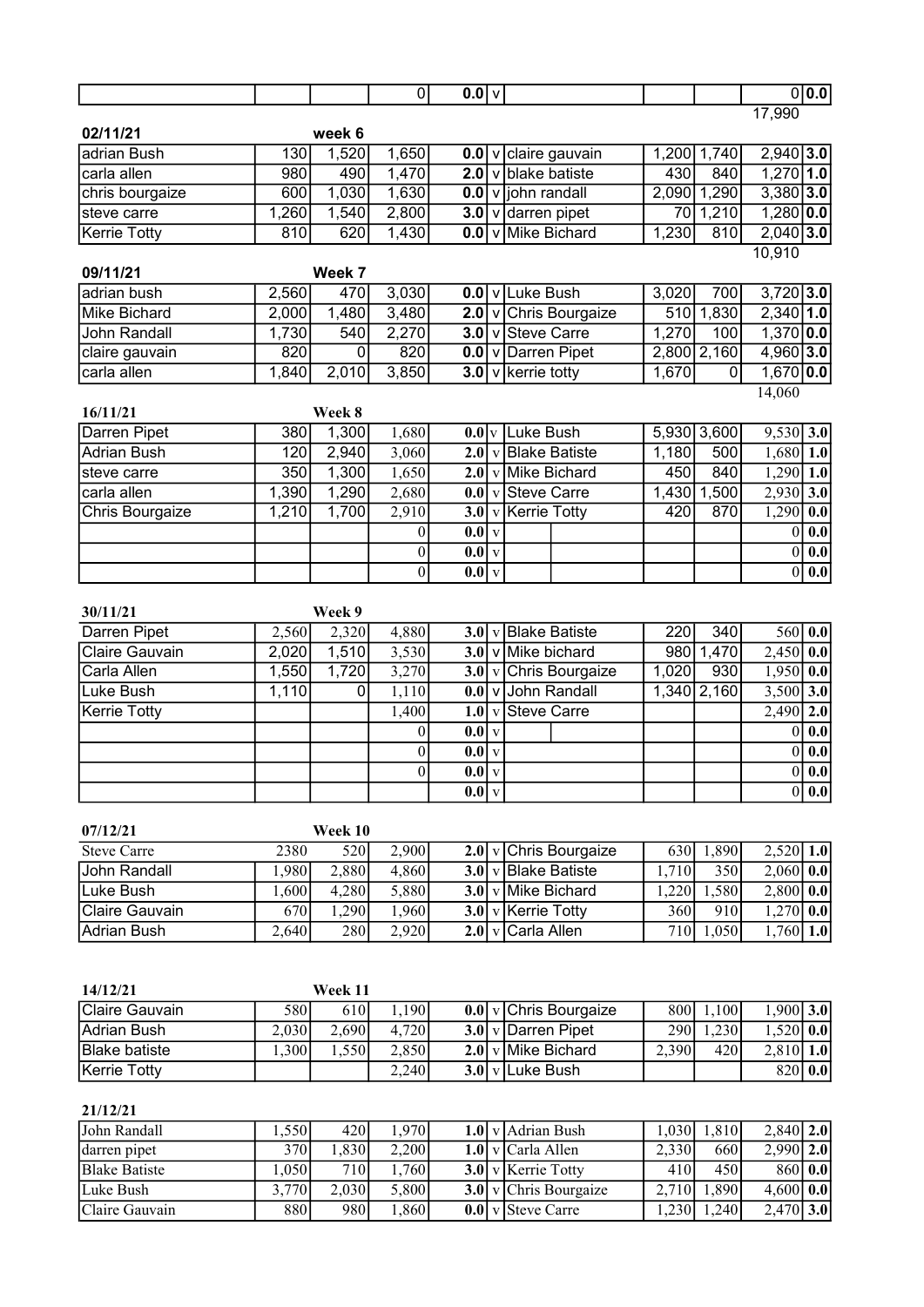| | | | 0 | **0.0** | v | | | | 0 | **0.0** |
|---|---|---|---|---|---|---|---|---|---|---|

17,990

**02/11/21** **week 6**

| | | | | | | | | | | |
|---|---|---|---|---|---|---|---|---|---|---|
| adrian Bush | 130 | 1,520 | 1,650 | **0.0** | v | claire gauvain | 1,200 | 1,740 | 2,940 | **3.0** |
| carla allen | 980 | 490 | 1,470 | **2.0** | v | blake batiste | 430 | 840 | 1,270 | **1.0** |
| chris bourgaize | 600 | 1,030 | 1,630 | **0.0** | v | john randall | 2,090 | 1,290 | 3,380 | **3.0** |
| steve carre | 1,260 | 1,540 | 2,800 | **3.0** | v | darren pipet | 70 | 1,210 | 1,280 | **0.0** |
| Kerrie Totty | 810 | 620 | 1,430 | **0.0** | v | Mike Bichard | 1,230 | 810 | 2,040 | **3.0** |

10,910

**09/11/21** **Week 7**

| | | | | | | | | | | |
|---|---|---|---|---|---|---|---|---|---|---|
| adrian bush | 2,560 | 470 | 3,030 | **0.0** | v | Luke Bush | 3,020 | 700 | 3,720 | **3.0** |
| Mike Bichard | 2,000 | 1,480 | 3,480 | **2.0** | v | Chris Bourgaize | 510 | 1,830 | 2,340 | **1.0** |
| John Randall | 1,730 | 540 | 2,270 | **3.0** | v | Steve Carre | 1,270 | 100 | 1,370 | **0.0** |
| claire gauvain | 820 | 0 | 820 | **0.0** | v | Darren Pipet | 2,800 | 2,160 | 4,960 | **3.0** |
| carla allen | 1,840 | 2,010 | 3,850 | **3.0** | v | kerrie totty | 1,670 | 0 | 1,670 | **0.0** |

14,060

**16/11/21** **Week 8**

| | | | | | | | | | | |
|---|---|---|---|---|---|---|---|---|---|---|
| Darren Pipet | 380 | 1,300 | 1,680 | **0.0** | v | Luke Bush | 5,930 | 3,600 | 9,530 | **3.0** |
| Adrian Bush | 120 | 2,940 | 3,060 | **2.0** | v | Blake Batiste | 1,180 | 500 | 1,680 | **1.0** |
| steve carre | 350 | 1,300 | 1,650 | **2.0** | v | Mike Bichard | 450 | 840 | 1,290 | **1.0** |
| carla allen | 1,390 | 1,290 | 2,680 | **0.0** | v | Steve Carre | 1,430 | 1,500 | 2,930 | **3.0** |
| Chris Bourgaize | 1,210 | 1,700 | 2,910 | **3.0** | v | Kerrie Totty | 420 | 870 | 1,290 | **0.0** |
| | | | 0 | **0.0** | v | | | | 0 | **0.0** |
| | | | 0 | **0.0** | v | | | | 0 | **0.0** |
| | | | 0 | **0.0** | v | | | | 0 | **0.0** |

**30/11/21** **Week 9**

| | | | | | | | | | | |
|---|---|---|---|---|---|---|---|---|---|---|
| Darren Pipet | 2,560 | 2,320 | 4,880 | **3.0** | v | Blake Batiste | 220 | 340 | 560 | **0.0** |
| Claire Gauvain | 2,020 | 1,510 | 3,530 | **3.0** | v | Mike bichard | 980 | 1,470 | 2,450 | **0.0** |
| Carla Allen | 1,550 | 1,720 | 3,270 | **3.0** | v | Chris Bourgaize | 1,020 | 930 | 1,950 | **0.0** |
| Luke Bush | 1,110 | 0 | 1,110 | **0.0** | v | John Randall | 1,340 | 2,160 | 3,500 | **3.0** |
| Kerrie Totty | | | 1,400 | **1.0** | v | Steve Carre | | | 2,490 | **2.0** |
| | | | 0 | **0.0** | v | | | | 0 | **0.0** |
| | | | 0 | **0.0** | v | | | | 0 | **0.0** |
| | | | 0 | **0.0** | v | | | | 0 | **0.0** |
| | | | | **0.0** | v | | | | 0 | **0.0** |

**07/12/21** **Week 10**

| | | | | | | | | | | |
|---|---|---|---|---|---|---|---|---|---|---|
| Steve Carre | 2380 | 520 | 2,900 | **2.0** | v | Chris Bourgaize | 630 | 1,890 | 2,520 | **1.0** |
| John Randall | 1,980 | 2,880 | 4,860 | **3.0** | v | Blake Batiste | 1,710 | 350 | 2,060 | **0.0** |
| Luke Bush | 1,600 | 4,280 | 5,880 | **3.0** | v | Mike Bichard | 1,220 | 1,580 | 2,800 | **0.0** |
| Claire Gauvain | 670 | 1,290 | 1,960 | **3.0** | v | Kerrie Totty | 360 | 910 | 1,270 | **0.0** |
| Adrian Bush | 2,640 | 280 | 2,920 | **2.0** | v | Carla Allen | 710 | 1,050 | 1,760 | **1.0** |

**14/12/21** **Week 11**

| | | | | | | | | | | |
|---|---|---|---|---|---|---|---|---|---|---|
| Claire Gauvain | 580 | 610 | 1,190 | **0.0** | v | Chris Bourgaize | 800 | 1,100 | 1,900 | **3.0** |
| Adrian Bush | 2,030 | 2,690 | 4,720 | **3.0** | v | Darren Pipet | 290 | 1,230 | 1,520 | **0.0** |
| Blake batiste | 1,300 | 1,550 | 2,850 | **2.0** | v | Mike Bichard | 2,390 | 420 | 2,810 | **1.0** |
| Kerrie Totty | | | 2,240 | **3.0** | v | Luke Bush | | | 820 | **0.0** |

**21/12/21**

| | | | | | | | | | | |
|---|---|---|---|---|---|---|---|---|---|---|
| John Randall | 1,550 | 420 | 1,970 | **1.0** | v | Adrian Bush | 1,030 | 1,810 | 2,840 | **2.0** |
| darren pipet | 370 | 1,830 | 2,200 | **1.0** | v | Carla Allen | 2,330 | 660 | 2,990 | **2.0** |
| Blake Batiste | 1,050 | 710 | 1,760 | **3.0** | v | Kerrie Totty | 410 | 450 | 860 | **0.0** |
| Luke Bush | 3,770 | 2,030 | 5,800 | **3.0** | v | Chris Bourgaize | 2,710 | 1,890 | 4,600 | **0.0** |
| Claire Gauvain | 880 | 980 | 1,860 | **0.0** | v | Steve Carre | 1,230 | 1,240 | 2,470 | **3.0** |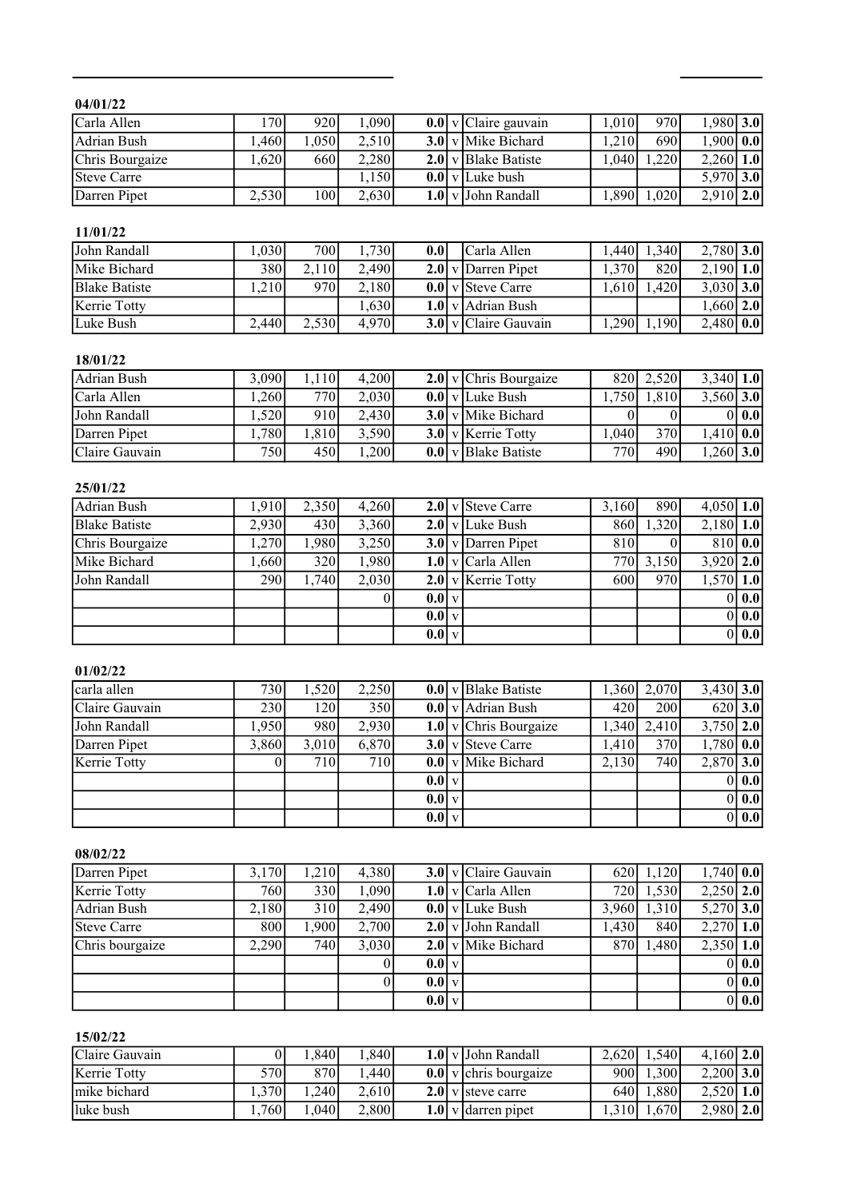**04/01/22**

| | | | | | | | | | | |
|---|---|---|---|---|---|---|---|---|---|---|
| Carla Allen | 170 | 920 | 1,090 | **0.0** | v | Claire gauvain | 1,010 | 970 | 1,980 | **3.0** |
| Adrian Bush | 1,460 | 1,050 | 2,510 | **3.0** | v | Mike Bichard | 1,210 | 690 | 1,900 | **0.0** |
| Chris Bourgaize | 1,620 | 660 | 2,280 | **2.0** | v | Blake Batiste | 1,040 | 1,220 | 2,260 | **1.0** |
| Steve Carre | | | 1,150 | **0.0** | v | Luke bush | | | 5,970 | **3.0** |
| Darren Pipet | 2,530 | 100 | 2,630 | **1.0** | v | John Randall | 1,890 | 1,020 | 2,910 | **2.0** |

**11/01/22**

| | | | | | | | | | | |
|---|---|---|---|---|---|---|---|---|---|---|
| John Randall | 1,030 | 700 | 1,730 | **0.0** | | Carla Allen | 1,440 | 1,340 | 2,780 | **3.0** |
| Mike Bichard | 380 | 2,110 | 2,490 | **2.0** | v | Darren Pipet | 1,370 | 820 | 2,190 | **1.0** |
| Blake Batiste | 1,210 | 970 | 2,180 | **0.0** | v | Steve Carre | 1,610 | 1,420 | 3,030 | **3.0** |
| Kerrie Totty | | | 1,630 | **1.0** | v | Adrian Bush | | | 1,660 | **2.0** |
| Luke Bush | 2,440 | 2,530 | 4,970 | **3.0** | v | Claire Gauvain | 1,290 | 1,190 | 2,480 | **0.0** |

**18/01/22**

| | | | | | | | | | | |
|---|---|---|---|---|---|---|---|---|---|---|
| Adrian Bush | 3,090 | 1,110 | 4,200 | **2.0** | v | Chris Bourgaize | 820 | 2,520 | 3,340 | **1.0** |
| Carla Allen | 1,260 | 770 | 2,030 | **0.0** | v | Luke Bush | 1,750 | 1,810 | 3,560 | **3.0** |
| John Randall | 1,520 | 910 | 2,430 | **3.0** | v | Mike Bichard | 0 | 0 | 0 | **0.0** |
| Darren Pipet | 1,780 | 1,810 | 3,590 | **3.0** | v | Kerrie Totty | 1,040 | 370 | 1,410 | **0.0** |
| Claire Gauvain | 750 | 450 | 1,200 | **0.0** | v | Blake Batiste | 770 | 490 | 1,260 | **3.0** |

**25/01/22**

| | | | | | | | | | | |
|---|---|---|---|---|---|---|---|---|---|---|
| Adrian Bush | 1,910 | 2,350 | 4,260 | **2.0** | v | Steve Carre | 3,160 | 890 | 4,050 | **1.0** |
| Blake Batiste | 2,930 | 430 | 3,360 | **2.0** | v | Luke Bush | 860 | 1,320 | 2,180 | **1.0** |
| Chris Bourgaize | 1,270 | 1,980 | 3,250 | **3.0** | v | Darren Pipet | 810 | 0 | 810 | **0.0** |
| Mike Bichard | 1,660 | 320 | 1,980 | **1.0** | v | Carla Allen | 770 | 3,150 | 3,920 | **2.0** |
| John Randall | 290 | 1,740 | 2,030 | **2.0** | v | Kerrie Totty | 600 | 970 | 1,570 | **1.0** |
| | | | 0 | **0.0** | v | | | | 0 | **0.0** |
| | | | | **0.0** | v | | | | 0 | **0.0** |
| | | | | **0.0** | v | | | | 0 | **0.0** |

**01/02/22**

| | | | | | | | | | | |
|---|---|---|---|---|---|---|---|---|---|---|
| carla allen | 730 | 1,520 | 2,250 | **0.0** | v | Blake Batiste | 1,360 | 2,070 | 3,430 | **3.0** |
| Claire Gauvain | 230 | 120 | 350 | **0.0** | v | Adrian Bush | 420 | 200 | 620 | **3.0** |
| John Randall | 1,950 | 980 | 2,930 | **1.0** | v | Chris Bourgaize | 1,340 | 2,410 | 3,750 | **2.0** |
| Darren Pipet | 3,860 | 3,010 | 6,870 | **3.0** | v | Steve Carre | 1,410 | 370 | 1,780 | **0.0** |
| Kerrie Totty | 0 | 710 | 710 | **0.0** | v | Mike Bichard | 2,130 | 740 | 2,870 | **3.0** |
| | | | | **0.0** | v | | | | 0 | **0.0** |
| | | | | **0.0** | v | | | | 0 | **0.0** |
| | | | | **0.0** | v | | | | 0 | **0.0** |

**08/02/22**

| | | | | | | | | | | |
|---|---|---|---|---|---|---|---|---|---|---|
| Darren Pipet | 3,170 | 1,210 | 4,380 | **3.0** | v | Claire Gauvain | 620 | 1,120 | 1,740 | **0.0** |
| Kerrie Totty | 760 | 330 | 1,090 | **1.0** | v | Carla Allen | 720 | 1,530 | 2,250 | **2.0** |
| Adrian Bush | 2,180 | 310 | 2,490 | **0.0** | v | Luke Bush | 3,960 | 1,310 | 5,270 | **3.0** |
| Steve Carre | 800 | 1,900 | 2,700 | **2.0** | v | John Randall | 1,430 | 840 | 2,270 | **1.0** |
| Chris bourgaize | 2,290 | 740 | 3,030 | **2.0** | v | Mike Bichard | 870 | 1,480 | 2,350 | **1.0** |
| | | | 0 | **0.0** | v | | | | 0 | **0.0** |
| | | | 0 | **0.0** | v | | | | 0 | **0.0** |
| | | | | **0.0** | v | | | | 0 | **0.0** |

**15/02/22**

| | | | | | | | | | | |
|---|---|---|---|---|---|---|---|---|---|---|
| Claire Gauvain | 0 | 1,840 | 1,840 | **1.0** | v | John Randall | 2,620 | 1,540 | 4,160 | **2.0** |
| Kerrie Totty | 570 | 870 | 1,440 | **0.0** | v | chris bourgaize | 900 | 1,300 | 2,200 | **3.0** |
| mike bichard | 1,370 | 1,240 | 2,610 | **2.0** | v | steve carre | 640 | 1,880 | 2,520 | **1.0** |
| luke bush | 1,760 | 1,040 | 2,800 | **1.0** | v | darren pipet | 1,310 | 1,670 | 2,980 | **2.0** |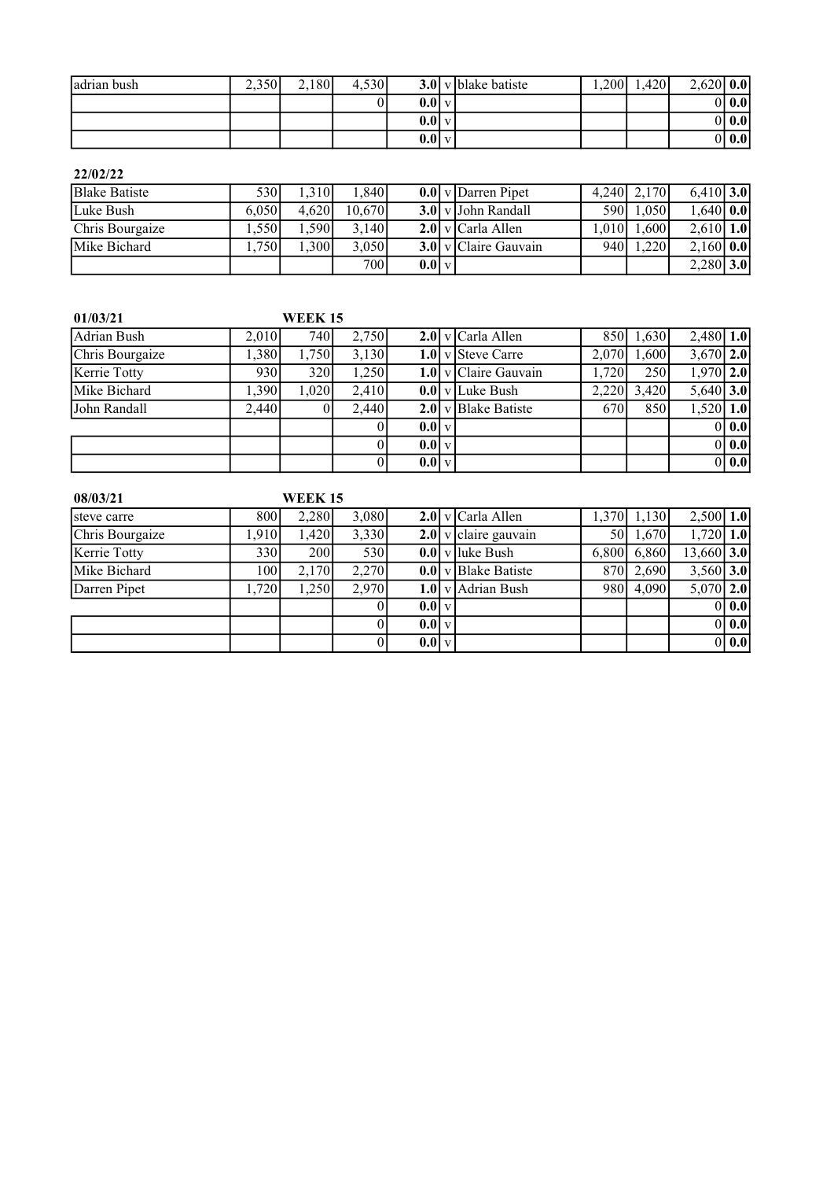| | | | | | | | | | | |
|---|---|---|---|---|---|---|---|---|---|---|
| adrian bush | 2,350 | 2,180 | 4,530 | **3.0** | v | blake batiste | 1,200 | 1,420 | 2,620 | **0.0** |
| | | | 0 | **0.0** | v | | | | 0 | **0.0** |
| | | | | **0.0** | v | | | | 0 | **0.0** |
| | | | | **0.0** | v | | | | 0 | **0.0** |

**22/02/22**

| | | | | | | | | | | |
|---|---|---|---|---|---|---|---|---|---|---|
| Blake Batiste | 530 | 1,310 | 1,840 | **0.0** | v | Darren Pipet | 4,240 | 2,170 | 6,410 | **3.0** |
| Luke Bush | 6,050 | 4,620 | 10,670 | **3.0** | v | John Randall | 590 | 1,050 | 1,640 | **0.0** |
| Chris Bourgaize | 1,550 | 1,590 | 3,140 | **2.0** | v | Carla Allen | 1,010 | 1,600 | 2,610 | **1.0** |
| Mike Bichard | 1,750 | 1,300 | 3,050 | **3.0** | v | Claire Gauvain | 940 | 1,220 | 2,160 | **0.0** |
| | | | 700 | **0.0** | v | | | | 2,280 | **3.0** |

**01/03/21** **WEEK 15**

| | | | | | | | | | | |
|---|---|---|---|---|---|---|---|---|---|---|
| Adrian Bush | 2,010 | 740 | 2,750 | **2.0** | v | Carla Allen | 850 | 1,630 | 2,480 | **1.0** |
| Chris Bourgaize | 1,380 | 1,750 | 3,130 | **1.0** | v | Steve Carre | 2,070 | 1,600 | 3,670 | **2.0** |
| Kerrie Totty | 930 | 320 | 1,250 | **1.0** | v | Claire Gauvain | 1,720 | 250 | 1,970 | **2.0** |
| Mike Bichard | 1,390 | 1,020 | 2,410 | **0.0** | v | Luke Bush | 2,220 | 3,420 | 5,640 | **3.0** |
| John Randall | 2,440 | 0 | 2,440 | **2.0** | v | Blake Batiste | 670 | 850 | 1,520 | **1.0** |
| | | | 0 | **0.0** | v | | | | 0 | **0.0** |
| | | | 0 | **0.0** | v | | | | 0 | **0.0** |
| | | | 0 | **0.0** | v | | | | 0 | **0.0** |

**08/03/21** **WEEK 15**

| | | | | | | | | | | |
|---|---|---|---|---|---|---|---|---|---|---|
| steve carre | 800 | 2,280 | 3,080 | **2.0** | v | Carla Allen | 1,370 | 1,130 | 2,500 | **1.0** |
| Chris Bourgaize | 1,910 | 1,420 | 3,330 | **2.0** | v | claire gauvain | 50 | 1,670 | 1,720 | **1.0** |
| Kerrie Totty | 330 | 200 | 530 | **0.0** | v | luke Bush | 6,800 | 6,860 | 13,660 | **3.0** |
| Mike Bichard | 100 | 2,170 | 2,270 | **0.0** | v | Blake Batiste | 870 | 2,690 | 3,560 | **3.0** |
| Darren Pipet | 1,720 | 1,250 | 2,970 | **1.0** | v | Adrian Bush | 980 | 4,090 | 5,070 | **2.0** |
| | | | 0 | **0.0** | v | | | | 0 | **0.0** |
| | | | 0 | **0.0** | v | | | | 0 | **0.0** |
| | | | 0 | **0.0** | v | | | | 0 | **0.0** |